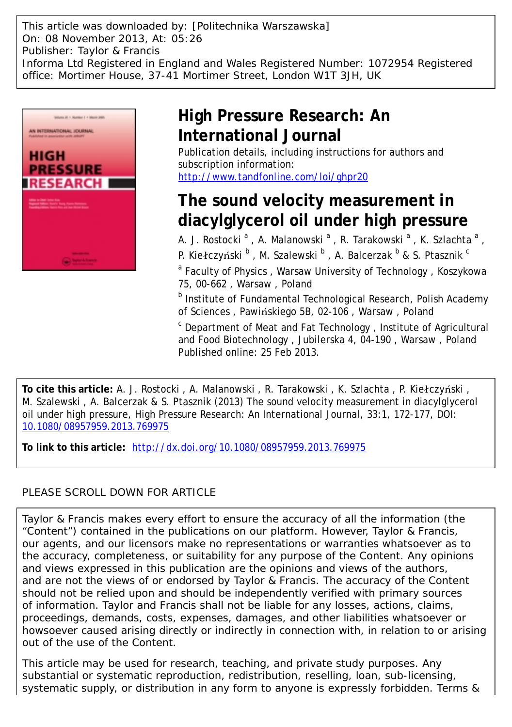This article was downloaded by: [Politechnika Warszawska]
On: 08 November 2013, At: 05:26
Publisher: Taylor & Francis
Informa Ltd Registered in England and Wales Registered Number: 1072954 Registered office: Mortimer House, 37-41 Mortimer Street, London W1T 3JH, UK

# High Pressure Research: An International Journal

Publication details, including instructions for authors and subscription information:
http://www.tandfonline.com/loi/ghpr20

# The sound velocity measurement in diacylglycerol oil under high pressure

A. J. Rostocki [a], A. Malanowski [a], R. Tarakowski [a], K. Szlachta [a], P. Kiełczyński [b], M. Szalewski [b], A. Balcerzak [b] & S. Ptasznik [c]

[a] Faculty of Physics, Warsaw University of Technology, Koszykowa 75, 00-662, Warsaw, Poland

[b] Institute of Fundamental Technological Research, Polish Academy of Sciences, Pawińskiego 5B, 02-106, Warsaw, Poland

[c] Department of Meat and Fat Technology, Institute of Agricultural and Food Biotechnology, Jubilerska 4, 04-190, Warsaw, Poland

Published online: 25 Feb 2013.

**To cite this article:** A. J. Rostocki, A. Malanowski, R. Tarakowski, K. Szlachta, P. Kiełczyński, M. Szalewski, A. Balcerzak & S. Ptasznik (2013) The sound velocity measurement in diacylglycerol oil under high pressure, High Pressure Research: An International Journal, 33:1, 172-177, DOI: 10.1080/08957959.2013.769975

**To link to this article:** http://dx.doi.org/10.1080/08957959.2013.769975

PLEASE SCROLL DOWN FOR ARTICLE

Taylor & Francis makes every effort to ensure the accuracy of all the information (the "Content") contained in the publications on our platform. However, Taylor & Francis, our agents, and our licensors make no representations or warranties whatsoever as to the accuracy, completeness, or suitability for any purpose of the Content. Any opinions and views expressed in this publication are the opinions and views of the authors, and are not the views of or endorsed by Taylor & Francis. The accuracy of the Content should not be relied upon and should be independently verified with primary sources of information. Taylor and Francis shall not be liable for any losses, actions, claims, proceedings, demands, costs, expenses, damages, and other liabilities whatsoever or howsoever caused arising directly or indirectly in connection with, in relation to or arising out of the use of the Content.

This article may be used for research, teaching, and private study purposes. Any substantial or systematic reproduction, redistribution, reselling, loan, sub-licensing, systematic supply, or distribution in any form to anyone is expressly forbidden. Terms &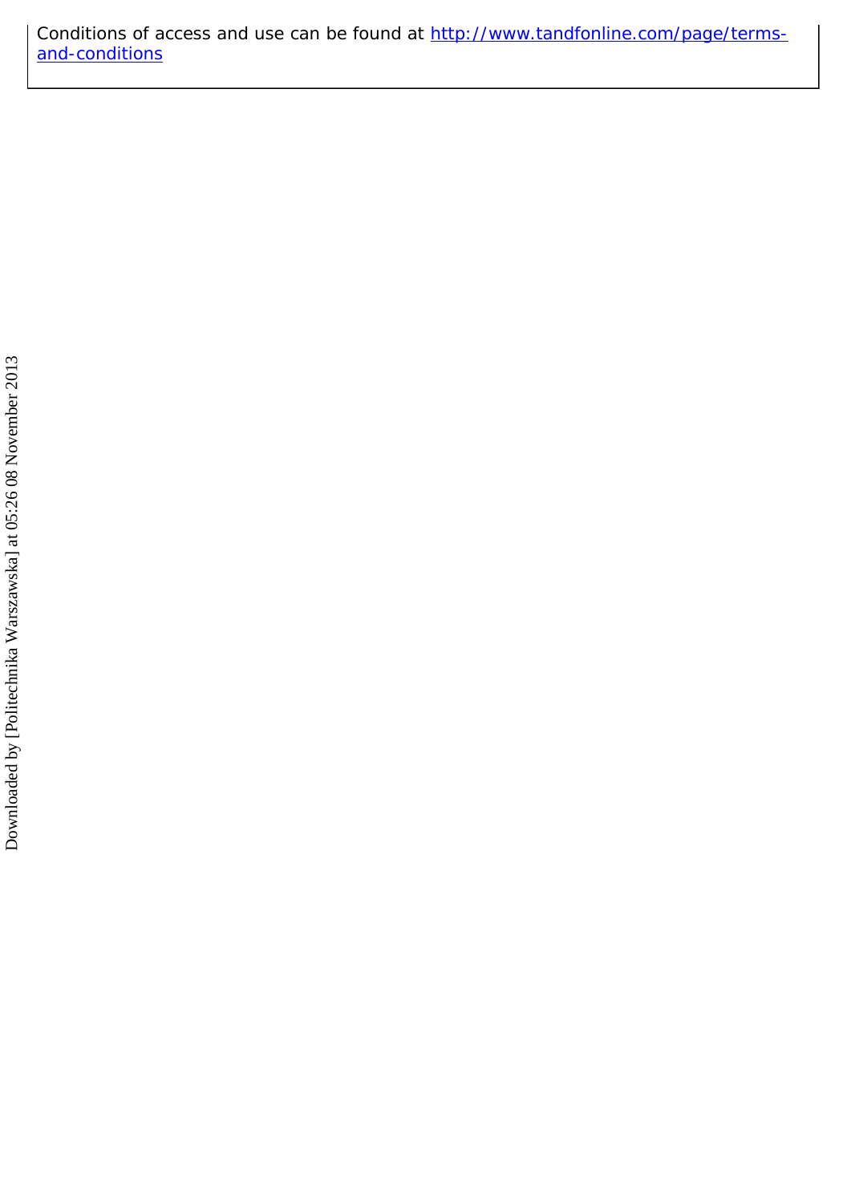Conditions of access and use can be found at http://www.tandfonline.com/page/terms-and-conditions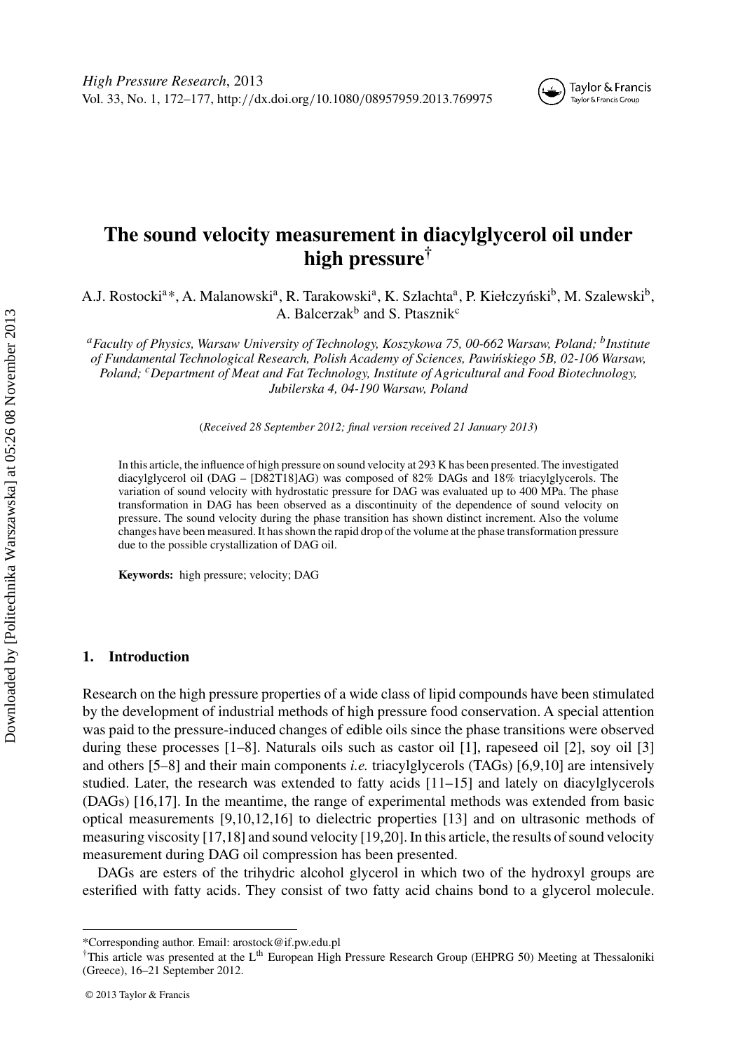# The sound velocity measurement in diacylglycerol oil under high pressure[†]

A.J. Rostocki[a]*, A. Malanowski[a], R. Tarakowski[a], K. Szlachta[a], P. Kiełczyński[b], M. Szalewski[b], A. Balcerzak[b] and S. Ptasznik[c]

[a]*Faculty of Physics, Warsaw University of Technology, Koszykowa 75, 00-662 Warsaw, Poland;* [b]*Institute of Fundamental Technological Research, Polish Academy of Sciences, Pawińskiego 5B, 02-106 Warsaw, Poland;* [c]*Department of Meat and Fat Technology, Institute of Agricultural and Food Biotechnology, Jubilerska 4, 04-190 Warsaw, Poland*

(*Received 28 September 2012; final version received 21 January 2013*)

In this article, the influence of high pressure on sound velocity at 293 K has been presented. The investigated diacylglycerol oil (DAG – [D82T18]AG) was composed of 82% DAGs and 18% triacylglycerols. The variation of sound velocity with hydrostatic pressure for DAG was evaluated up to 400 MPa. The phase transformation in DAG has been observed as a discontinuity of the dependence of sound velocity on pressure. The sound velocity during the phase transition has shown distinct increment. Also the volume changes have been measured. It has shown the rapid drop of the volume at the phase transformation pressure due to the possible crystallization of DAG oil.

**Keywords:** high pressure; velocity; DAG

## 1. Introduction

Research on the high pressure properties of a wide class of lipid compounds have been stimulated by the development of industrial methods of high pressure food conservation. A special attention was paid to the pressure-induced changes of edible oils since the phase transitions were observed during these processes [1–8]. Naturals oils such as castor oil [1], rapeseed oil [2], soy oil [3] and others [5–8] and their main components *i.e.* triacylglycerols (TAGs) [6,9,10] are intensively studied. Later, the research was extended to fatty acids [11–15] and lately on diacylglycerols (DAGs) [16,17]. In the meantime, the range of experimental methods was extended from basic optical measurements [9,10,12,16] to dielectric properties [13] and on ultrasonic methods of measuring viscosity [17,18] and sound velocity [19,20]. In this article, the results of sound velocity measurement during DAG oil compression has been presented.

DAGs are esters of the trihydric alcohol glycerol in which two of the hydroxyl groups are esterified with fatty acids. They consist of two fatty acid chains bond to a glycerol molecule.

*Corresponding author. Email: arostock@if.pw.edu.pl

[†]This article was presented at the L[th] European High Pressure Research Group (EHPRG 50) Meeting at Thessaloniki (Greece), 16–21 September 2012.

© 2013 Taylor & Francis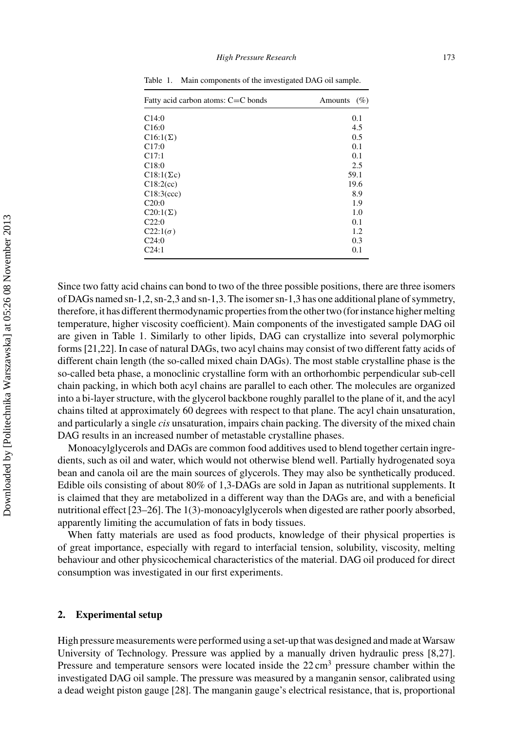Table 1. Main components of the investigated DAG oil sample.

| Fatty acid carbon atoms: C=C bonds | Amounts (%) |
|---|---|
| C14:0 | 0.1 |
| C16:0 | 4.5 |
| C16:1(Σ) | 0.5 |
| C17:0 | 0.1 |
| C17:1 | 0.1 |
| C18:0 | 2.5 |
| C18:1(Σc) | 59.1 |
| C18:2(cc) | 19.6 |
| C18:3(ccc) | 8.9 |
| C20:0 | 1.9 |
| C20:1(Σ) | 1.0 |
| C22:0 | 0.1 |
| C22:1(σ) | 1.2 |
| C24:0 | 0.3 |
| C24:1 | 0.1 |

Since two fatty acid chains can bond to two of the three possible positions, there are three isomers of DAGs named sn-1,2, sn-2,3 and sn-1,3. The isomer sn-1,3 has one additional plane of symmetry, therefore, it has different thermodynamic properties from the other two (for instance higher melting temperature, higher viscosity coefficient). Main components of the investigated sample DAG oil are given in Table 1. Similarly to other lipids, DAG can crystallize into several polymorphic forms [21,22]. In case of natural DAGs, two acyl chains may consist of two different fatty acids of different chain length (the so-called mixed chain DAGs). The most stable crystalline phase is the so-called beta phase, a monoclinic crystalline form with an orthorhombic perpendicular sub-cell chain packing, in which both acyl chains are parallel to each other. The molecules are organized into a bi-layer structure, with the glycerol backbone roughly parallel to the plane of it, and the acyl chains tilted at approximately 60 degrees with respect to that plane. The acyl chain unsaturation, and particularly a single *cis* unsaturation, impairs chain packing. The diversity of the mixed chain DAG results in an increased number of metastable crystalline phases.

Monoacylglycerols and DAGs are common food additives used to blend together certain ingredients, such as oil and water, which would not otherwise blend well. Partially hydrogenated soya bean and canola oil are the main sources of glycerols. They may also be synthetically produced. Edible oils consisting of about 80% of 1,3-DAGs are sold in Japan as nutritional supplements. It is claimed that they are metabolized in a different way than the DAGs are, and with a beneficial nutritional effect [23–26]. The 1(3)-monoacylglycerols when digested are rather poorly absorbed, apparently limiting the accumulation of fats in body tissues.

When fatty materials are used as food products, knowledge of their physical properties is of great importance, especially with regard to interfacial tension, solubility, viscosity, melting behaviour and other physicochemical characteristics of the material. DAG oil produced for direct consumption was investigated in our first experiments.

## 2. Experimental setup

High pressure measurements were performed using a set-up that was designed and made at Warsaw University of Technology. Pressure was applied by a manually driven hydraulic press [8,27]. Pressure and temperature sensors were located inside the $22\,cm^3$ pressure chamber within the investigated DAG oil sample. The pressure was measured by a manganin sensor, calibrated using a dead weight piston gauge [28]. The manganin gauge's electrical resistance, that is, proportional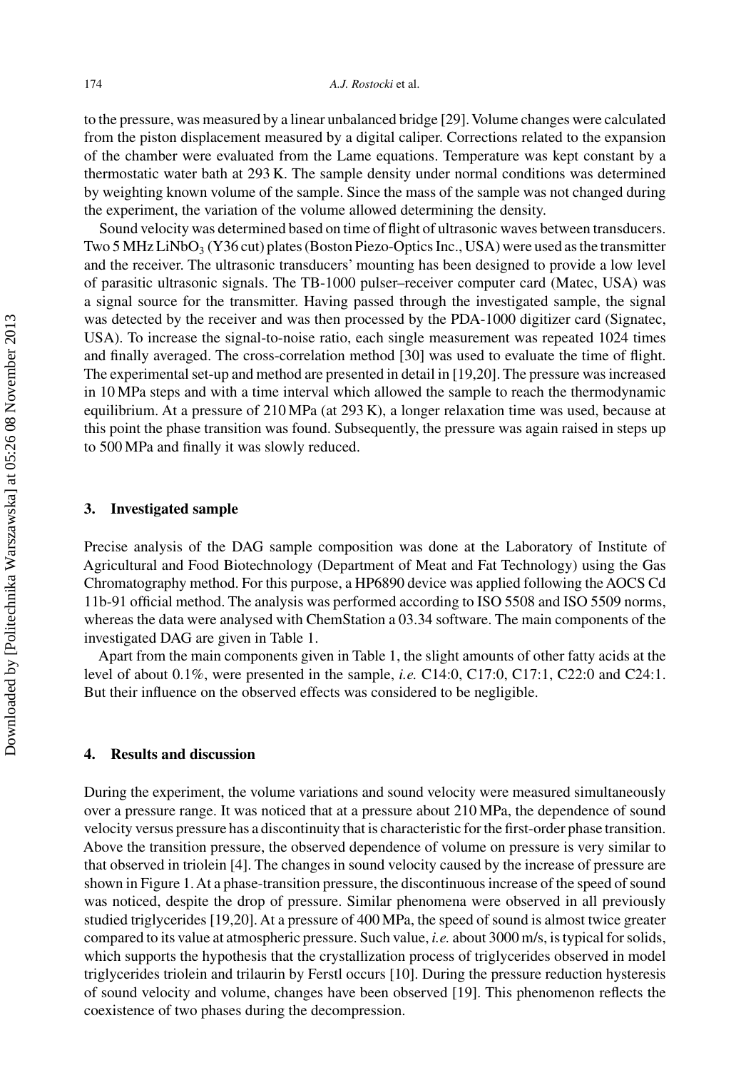to the pressure, was measured by a linear unbalanced bridge [29]. Volume changes were calculated from the piston displacement measured by a digital caliper. Corrections related to the expansion of the chamber were evaluated from the Lame equations. Temperature was kept constant by a thermostatic water bath at 293 K. The sample density under normal conditions was determined by weighting known volume of the sample. Since the mass of the sample was not changed during the experiment, the variation of the volume allowed determining the density.

Sound velocity was determined based on time of flight of ultrasonic waves between transducers. Two 5 MHz $LiNbO_3$ (Y36 cut) plates (Boston Piezo-Optics Inc., USA) were used as the transmitter and the receiver. The ultrasonic transducers' mounting has been designed to provide a low level of parasitic ultrasonic signals. The TB-1000 pulser–receiver computer card (Matec, USA) was a signal source for the transmitter. Having passed through the investigated sample, the signal was detected by the receiver and was then processed by the PDA-1000 digitizer card (Signatec, USA). To increase the signal-to-noise ratio, each single measurement was repeated 1024 times and finally averaged. The cross-correlation method [30] was used to evaluate the time of flight. The experimental set-up and method are presented in detail in [19,20]. The pressure was increased in 10 MPa steps and with a time interval which allowed the sample to reach the thermodynamic equilibrium. At a pressure of 210 MPa (at 293 K), a longer relaxation time was used, because at this point the phase transition was found. Subsequently, the pressure was again raised in steps up to 500 MPa and finally it was slowly reduced.

## 3. Investigated sample

Precise analysis of the DAG sample composition was done at the Laboratory of Institute of Agricultural and Food Biotechnology (Department of Meat and Fat Technology) using the Gas Chromatography method. For this purpose, a HP6890 device was applied following the AOCS Cd 11b-91 official method. The analysis was performed according to ISO 5508 and ISO 5509 norms, whereas the data were analysed with ChemStation a 03.34 software. The main components of the investigated DAG are given in Table 1.

Apart from the main components given in Table 1, the slight amounts of other fatty acids at the level of about 0.1%, were presented in the sample, *i.e.* C14:0, C17:0, C17:1, C22:0 and C24:1. But their influence on the observed effects was considered to be negligible.

## 4. Results and discussion

During the experiment, the volume variations and sound velocity were measured simultaneously over a pressure range. It was noticed that at a pressure about 210 MPa, the dependence of sound velocity versus pressure has a discontinuity that is characteristic for the first-order phase transition. Above the transition pressure, the observed dependence of volume on pressure is very similar to that observed in triolein [4]. The changes in sound velocity caused by the increase of pressure are shown in Figure 1. At a phase-transition pressure, the discontinuous increase of the speed of sound was noticed, despite the drop of pressure. Similar phenomena were observed in all previously studied triglycerides [19,20]. At a pressure of 400 MPa, the speed of sound is almost twice greater compared to its value at atmospheric pressure. Such value, *i.e.* about 3000 m/s, is typical for solids, which supports the hypothesis that the crystallization process of triglycerides observed in model triglycerides triolein and trilaurin by Ferstl occurs [10]. During the pressure reduction hysteresis of sound velocity and volume, changes have been observed [19]. This phenomenon reflects the coexistence of two phases during the decompression.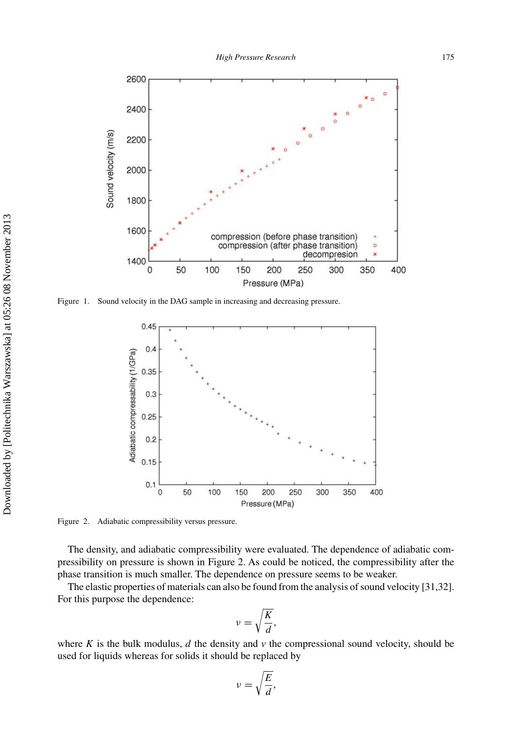Figure 1. Sound velocity in the DAG sample in increasing and decreasing pressure.

Figure 2. Adiabatic compressibility versus pressure.

The density, and adiabatic compressibility were evaluated. The dependence of adiabatic compressibility on pressure is shown in Figure 2. As could be noticed, the compressibility after the phase transition is much smaller. The dependence on pressure seems to be weaker.

The elastic properties of materials can also be found from the analysis of sound velocity [31,32]. For this purpose the dependence:

$$v = \sqrt{\frac{K}{d}},$$

where $K$ is the bulk modulus, $d$ the density and $v$ the compressional sound velocity, should be used for liquids whereas for solids it should be replaced by

$$v = \sqrt{\frac{E}{d}},$$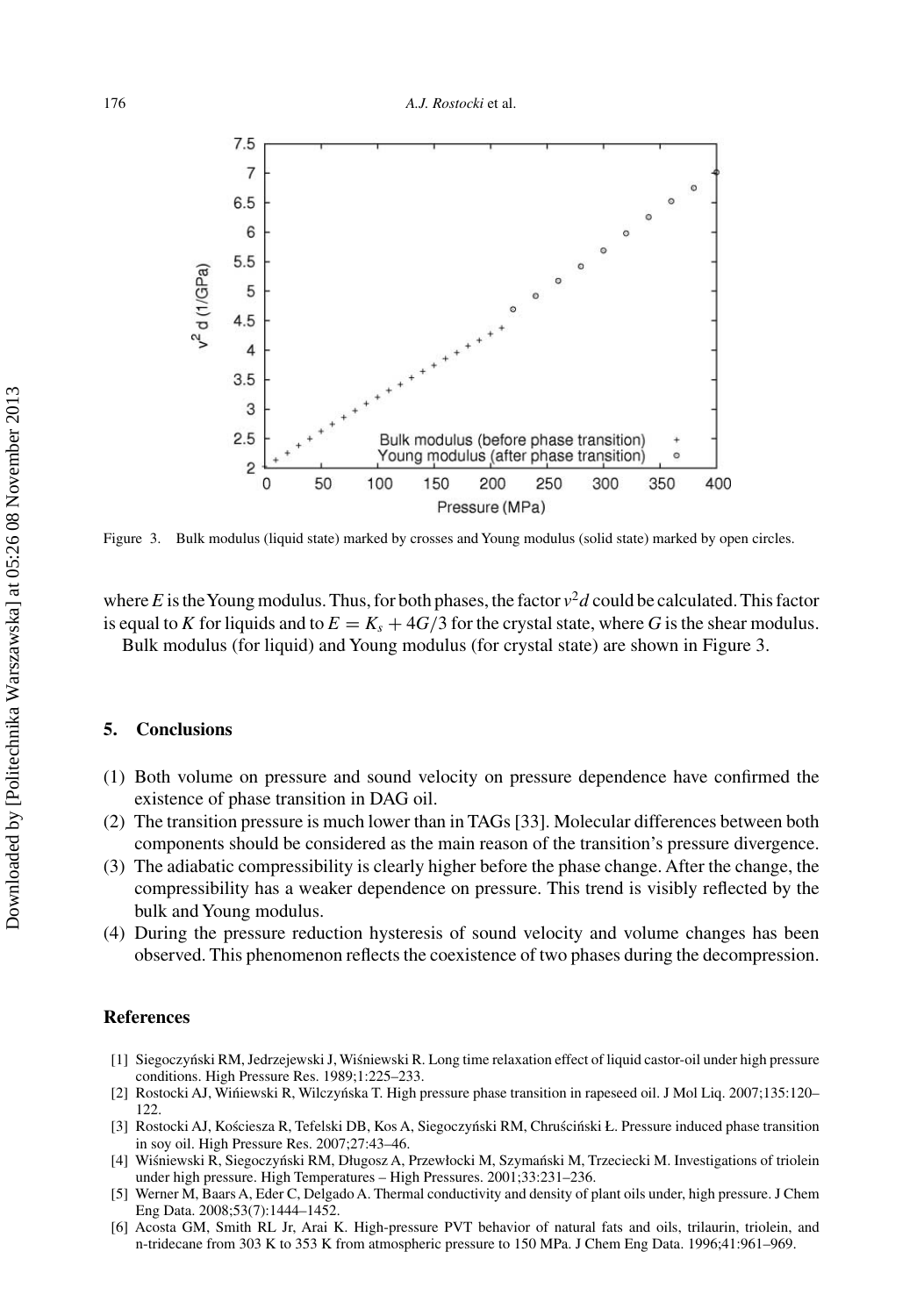Figure 3. Bulk modulus (liquid state) marked by crosses and Young modulus (solid state) marked by open circles.

where $E$ is the Young modulus. Thus, for both phases, the factor $v^2d$ could be calculated. This factor is equal to $K$ for liquids and to $E = K_s + 4G/3$ for the crystal state, where $G$ is the shear modulus.

Bulk modulus (for liquid) and Young modulus (for crystal state) are shown in Figure 3.

## 5. Conclusions

(1) Both volume on pressure and sound velocity on pressure dependence have confirmed the existence of phase transition in DAG oil.

(2) The transition pressure is much lower than in TAGs [33]. Molecular differences between both components should be considered as the main reason of the transition's pressure divergence.

(3) The adiabatic compressibility is clearly higher before the phase change. After the change, the compressibility has a weaker dependence on pressure. This trend is visibly reflected by the bulk and Young modulus.

(4) During the pressure reduction hysteresis of sound velocity and volume changes has been observed. This phenomenon reflects the coexistence of two phases during the decompression.

## References

[1] Siegoczyński RM, Jedrzejewski J, Wiśniewski R. Long time relaxation effect of liquid castor-oil under high pressure conditions. High Pressure Res. 1989;1:225–233.

[2] Rostocki AJ, Wińiewski R, Wilczyńska T. High pressure phase transition in rapeseed oil. J Mol Liq. 2007;135:120–122.

[3] Rostocki AJ, Kościesza R, Tefelski DB, Kos A, Siegoczyński RM, Chruściński Ł. Pressure induced phase transition in soy oil. High Pressure Res. 2007;27:43–46.

[4] Wiśniewski R, Siegoczyński RM, Długosz A, Przewłocki M, Szymański M, Trzeciecki M. Investigations of triolein under high pressure. High Temperatures – High Pressures. 2001;33:231–236.

[5] Werner M, Baars A, Eder C, Delgado A. Thermal conductivity and density of plant oils under, high pressure. J Chem Eng Data. 2008;53(7):1444–1452.

[6] Acosta GM, Smith RL Jr, Arai K. High-pressure PVT behavior of natural fats and oils, trilaurin, triolein, and n-tridecane from 303 K to 353 K from atmospheric pressure to 150 MPa. J Chem Eng Data. 1996;41:961–969.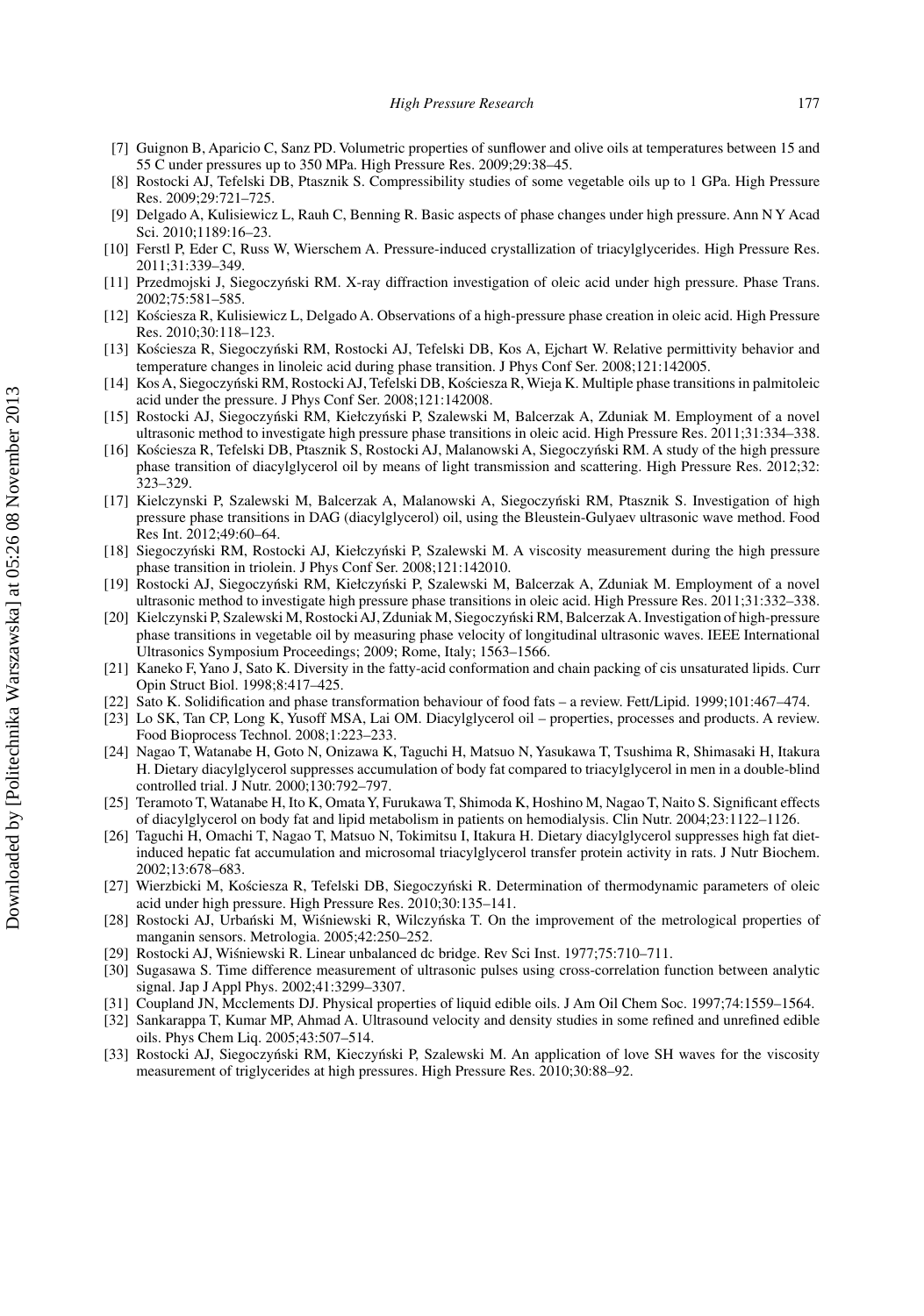[7] Guignon B, Aparicio C, Sanz PD. Volumetric properties of sunflower and olive oils at temperatures between 15 and 55 C under pressures up to 350 MPa. High Pressure Res. 2009;29:38–45.

[8] Rostocki AJ, Tefelski DB, Ptasznik S. Compressibility studies of some vegetable oils up to 1 GPa. High Pressure Res. 2009;29:721–725.

[9] Delgado A, Kulisiewicz L, Rauh C, Benning R. Basic aspects of phase changes under high pressure. Ann N Y Acad Sci. 2010;1189:16–23.

[10] Ferstl P, Eder C, Russ W, Wierschem A. Pressure-induced crystallization of triacylglycerides. High Pressure Res. 2011;31:339–349.

[11] Przedmojski J, Siegoczyński RM. X-ray diffraction investigation of oleic acid under high pressure. Phase Trans. 2002;75:581–585.

[12] Kościesza R, Kulisiewicz L, Delgado A. Observations of a high-pressure phase creation in oleic acid. High Pressure Res. 2010;30:118–123.

[13] Kościesza R, Siegoczyński RM, Rostocki AJ, Tefelski DB, Kos A, Ejchart W. Relative permittivity behavior and temperature changes in linoleic acid during phase transition. J Phys Conf Ser. 2008;121:142005.

[14] Kos A, Siegoczyński RM, Rostocki AJ, Tefelski DB, Kościesza R, Wieja K. Multiple phase transitions in palmitoleic acid under the pressure. J Phys Conf Ser. 2008;121:142008.

[15] Rostocki AJ, Siegoczyński RM, Kiełczyński P, Szalewski M, Balcerzak A, Zduniak M. Employment of a novel ultrasonic method to investigate high pressure phase transitions in oleic acid. High Pressure Res. 2011;31:334–338.

[16] Kościesza R, Tefelski DB, Ptasznik S, Rostocki AJ, Malanowski A, Siegoczyński RM. A study of the high pressure phase transition of diacylglycerol oil by means of light transmission and scattering. High Pressure Res. 2012;32: 323–329.

[17] Kielczynski P, Szalewski M, Balcerzak A, Malanowski A, Siegoczyński RM, Ptasznik S. Investigation of high pressure phase transitions in DAG (diacylglycerol) oil, using the Bleustein-Gulyaev ultrasonic wave method. Food Res Int. 2012;49:60–64.

[18] Siegoczyński RM, Rostocki AJ, Kiełczyński P, Szalewski M. A viscosity measurement during the high pressure phase transition in triolein. J Phys Conf Ser. 2008;121:142010.

[19] Rostocki AJ, Siegoczyński RM, Kiełczyński P, Szalewski M, Balcerzak A, Zduniak M. Employment of a novel ultrasonic method to investigate high pressure phase transitions in oleic acid. High Pressure Res. 2011;31:332–338.

[20] Kielczynski P, Szalewski M, Rostocki AJ, Zduniak M, Siegoczyński RM, Balcerzak A. Investigation of high-pressure phase transitions in vegetable oil by measuring phase velocity of longitudinal ultrasonic waves. IEEE International Ultrasonics Symposium Proceedings; 2009; Rome, Italy; 1563–1566.

[21] Kaneko F, Yano J, Sato K. Diversity in the fatty-acid conformation and chain packing of cis unsaturated lipids. Curr Opin Struct Biol. 1998;8:417–425.

[22] Sato K. Solidification and phase transformation behaviour of food fats – a review. Fett/Lipid. 1999;101:467–474.

[23] Lo SK, Tan CP, Long K, Yusoff MSA, Lai OM. Diacylglycerol oil – properties, processes and products. A review. Food Bioprocess Technol. 2008;1:223–233.

[24] Nagao T, Watanabe H, Goto N, Onizawa K, Taguchi H, Matsuo N, Yasukawa T, Tsushima R, Shimasaki H, Itakura H. Dietary diacylglycerol suppresses accumulation of body fat compared to triacylglycerol in men in a double-blind controlled trial. J Nutr. 2000;130:792–797.

[25] Teramoto T, Watanabe H, Ito K, Omata Y, Furukawa T, Shimoda K, Hoshino M, Nagao T, Naito S. Significant effects of diacylglycerol on body fat and lipid metabolism in patients on hemodialysis. Clin Nutr. 2004;23:1122–1126.

[26] Taguchi H, Omachi T, Nagao T, Matsuo N, Tokimitsu I, Itakura H. Dietary diacylglycerol suppresses high fat diet-induced hepatic fat accumulation and microsomal triacylglycerol transfer protein activity in rats. J Nutr Biochem. 2002;13:678–683.

[27] Wierzbicki M, Kościesza R, Tefelski DB, Siegoczyński R. Determination of thermodynamic parameters of oleic acid under high pressure. High Pressure Res. 2010;30:135–141.

[28] Rostocki AJ, Urbański M, Wiśniewski R, Wilczyńska T. On the improvement of the metrological properties of manganin sensors. Metrologia. 2005;42:250–252.

[29] Rostocki AJ, Wiśniewski R. Linear unbalanced dc bridge. Rev Sci Inst. 1977;75:710–711.

[30] Sugasawa S. Time difference measurement of ultrasonic pulses using cross-correlation function between analytic signal. Jap J Appl Phys. 2002;41:3299–3307.

[31] Coupland JN, Mcclements DJ. Physical properties of liquid edible oils. J Am Oil Chem Soc. 1997;74:1559–1564.

[32] Sankarappa T, Kumar MP, Ahmad A. Ultrasound velocity and density studies in some refined and unrefined edible oils. Phys Chem Liq. 2005;43:507–514.

[33] Rostocki AJ, Siegoczyński RM, Kieczyński P, Szalewski M. An application of love SH waves for the viscosity measurement of triglycerides at high pressures. High Pressure Res. 2010;30:88–92.